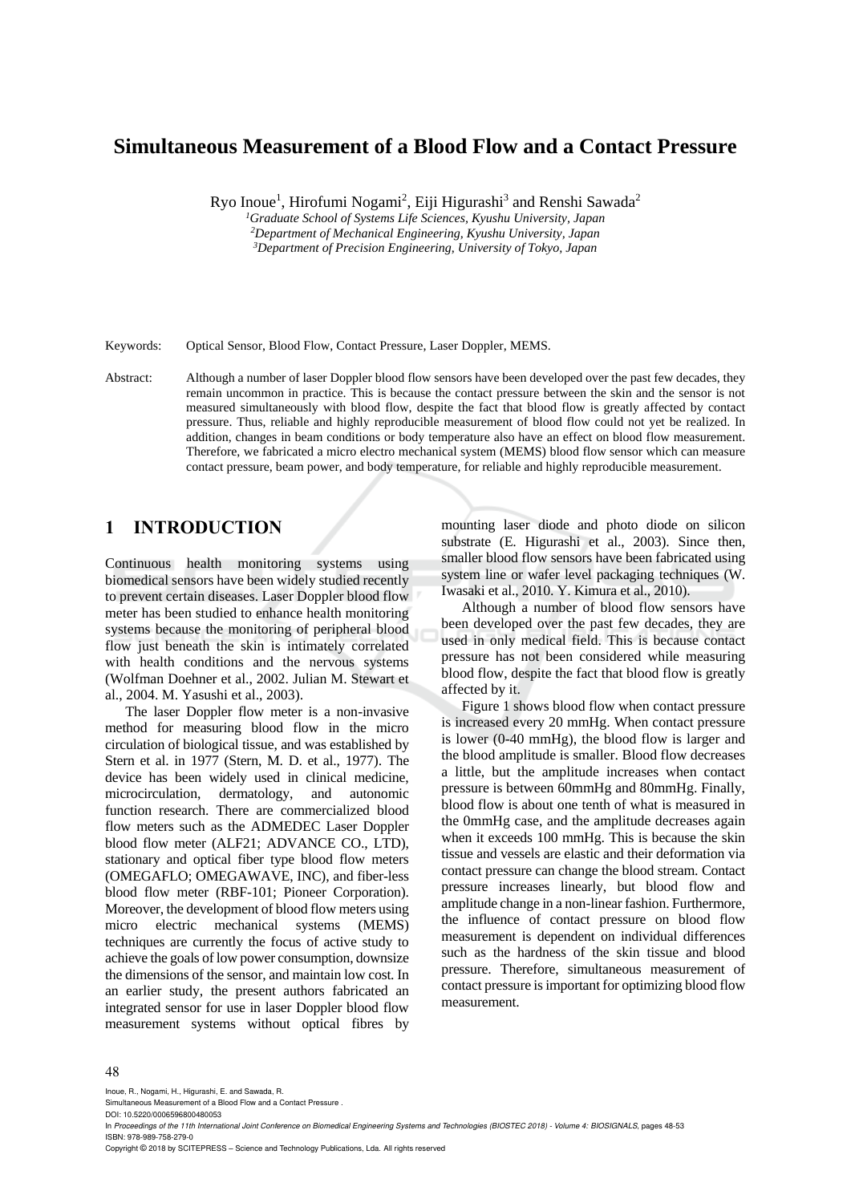# Simultaneous Measurement of a Blood Flow and a Contact Pressure

Ryo Inoue[1], Hirofumi Nogami[2], Eiji Higurashi[3] and Renshi Sawada[2]

[1]*Graduate School of Systems Life Sciences, Kyushu University, Japan*
[2]*Department of Mechanical Engineering, Kyushu University, Japan*
[3]*Department of Precision Engineering, University of Tokyo, Japan*

Keywords: Optical Sensor, Blood Flow, Contact Pressure, Laser Doppler, MEMS.

Abstract: Although a number of laser Doppler blood flow sensors have been developed over the past few decades, they remain uncommon in practice. This is because the contact pressure between the skin and the sensor is not measured simultaneously with blood flow, despite the fact that blood flow is greatly affected by contact pressure. Thus, reliable and highly reproducible measurement of blood flow could not yet be realized. In addition, changes in beam conditions or body temperature also have an effect on blood flow measurement. Therefore, we fabricated a micro electro mechanical system (MEMS) blood flow sensor which can measure contact pressure, beam power, and body temperature, for reliable and highly reproducible measurement.

## 1 INTRODUCTION

Continuous health monitoring systems using biomedical sensors have been widely studied recently to prevent certain diseases. Laser Doppler blood flow meter has been studied to enhance health monitoring systems because the monitoring of peripheral blood flow just beneath the skin is intimately correlated with health conditions and the nervous systems (Wolfman Doehner et al., 2002. Julian M. Stewart et al., 2004. M. Yasushi et al., 2003).

The laser Doppler flow meter is a non-invasive method for measuring blood flow in the micro circulation of biological tissue, and was established by Stern et al. in 1977 (Stern, M. D. et al., 1977). The device has been widely used in clinical medicine, microcirculation, dermatology, and autonomic function research. There are commercialized blood flow meters such as the ADMEDEC Laser Doppler blood flow meter (ALF21; ADVANCE CO., LTD), stationary and optical fiber type blood flow meters (OMEGAFLO; OMEGAWAVE, INC), and fiber-less blood flow meter (RBF-101; Pioneer Corporation). Moreover, the development of blood flow meters using micro electric mechanical systems (MEMS) techniques are currently the focus of active study to achieve the goals of low power consumption, downsize the dimensions of the sensor, and maintain low cost. In an earlier study, the present authors fabricated an integrated sensor for use in laser Doppler blood flow measurement systems without optical fibres by mounting laser diode and photo diode on silicon substrate (E. Higurashi et al., 2003). Since then, smaller blood flow sensors have been fabricated using system line or wafer level packaging techniques (W. Iwasaki et al., 2010. Y. Kimura et al., 2010).

Although a number of blood flow sensors have been developed over the past few decades, they are used in only medical field. This is because contact pressure has not been considered while measuring blood flow, despite the fact that blood flow is greatly affected by it.

Figure 1 shows blood flow when contact pressure is increased every 20 mmHg. When contact pressure is lower (0-40 mmHg), the blood flow is larger and the blood amplitude is smaller. Blood flow decreases a little, but the amplitude increases when contact pressure is between 60mmHg and 80mmHg. Finally, blood flow is about one tenth of what is measured in the 0mmHg case, and the amplitude decreases again when it exceeds 100 mmHg. This is because the skin tissue and vessels are elastic and their deformation via contact pressure can change the blood stream. Contact pressure increases linearly, but blood flow and amplitude change in a non-linear fashion. Furthermore, the influence of contact pressure on blood flow measurement is dependent on individual differences such as the hardness of the skin tissue and blood pressure. Therefore, simultaneous measurement of contact pressure is important for optimizing blood flow measurement.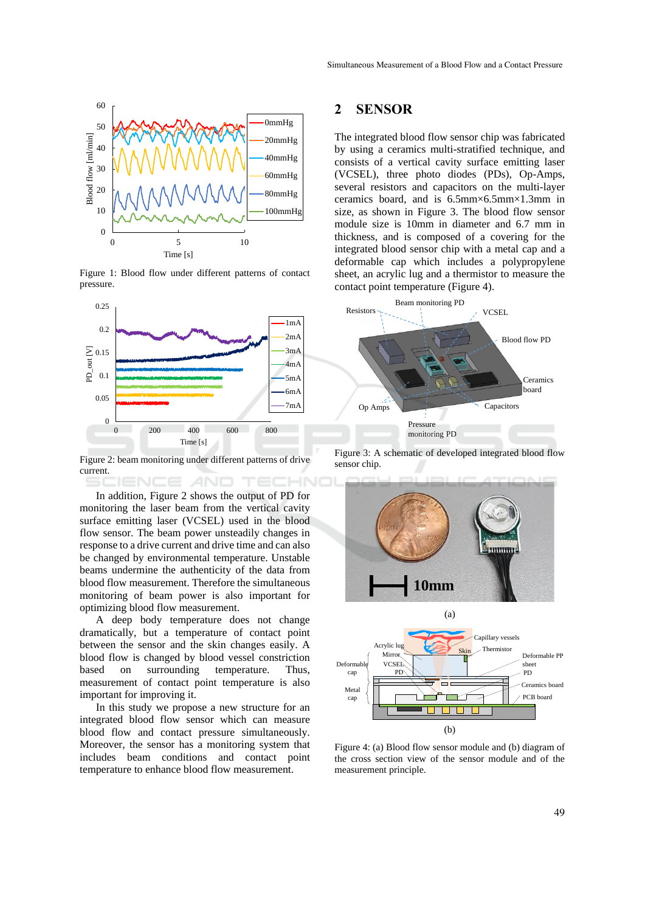Figure 1: Blood flow under different patterns of contact pressure.

Figure 2: beam monitoring under different patterns of drive current.

In addition, Figure 2 shows the output of PD for monitoring the laser beam from the vertical cavity surface emitting laser (VCSEL) used in the blood flow sensor. The beam power unsteadily changes in response to a drive current and drive time and can also be changed by environmental temperature. Unstable beams undermine the authenticity of the data from blood flow measurement. Therefore the simultaneous monitoring of beam power is also important for optimizing blood flow measurement.

A deep body temperature does not change dramatically, but a temperature of contact point between the sensor and the skin changes easily. A blood flow is changed by blood vessel constriction based on surrounding temperature. Thus, measurement of contact point temperature is also important for improving it.

In this study we propose a new structure for an integrated blood flow sensor which can measure blood flow and contact pressure simultaneously. Moreover, the sensor has a monitoring system that includes beam conditions and contact point temperature to enhance blood flow measurement.

## 2 SENSOR

The integrated blood flow sensor chip was fabricated by using a ceramics multi-stratified technique, and consists of a vertical cavity surface emitting laser (VCSEL), three photo diodes (PDs), Op-Amps, several resistors and capacitors on the multi-layer ceramics board, and is 6.5mm×6.5mm×1.3mm in size, as shown in Figure 3. The blood flow sensor module size is 10mm in diameter and 6.7 mm in thickness, and is composed of a covering for the integrated blood sensor chip with a metal cap and a deformable cap which includes a polypropylene sheet, an acrylic lug and a thermistor to measure the contact point temperature (Figure 4).

Figure 3: A schematic of developed integrated blood flow sensor chip.

Figure 4: (a) Blood flow sensor module and (b) diagram of the cross section view of the sensor module and of the measurement principle.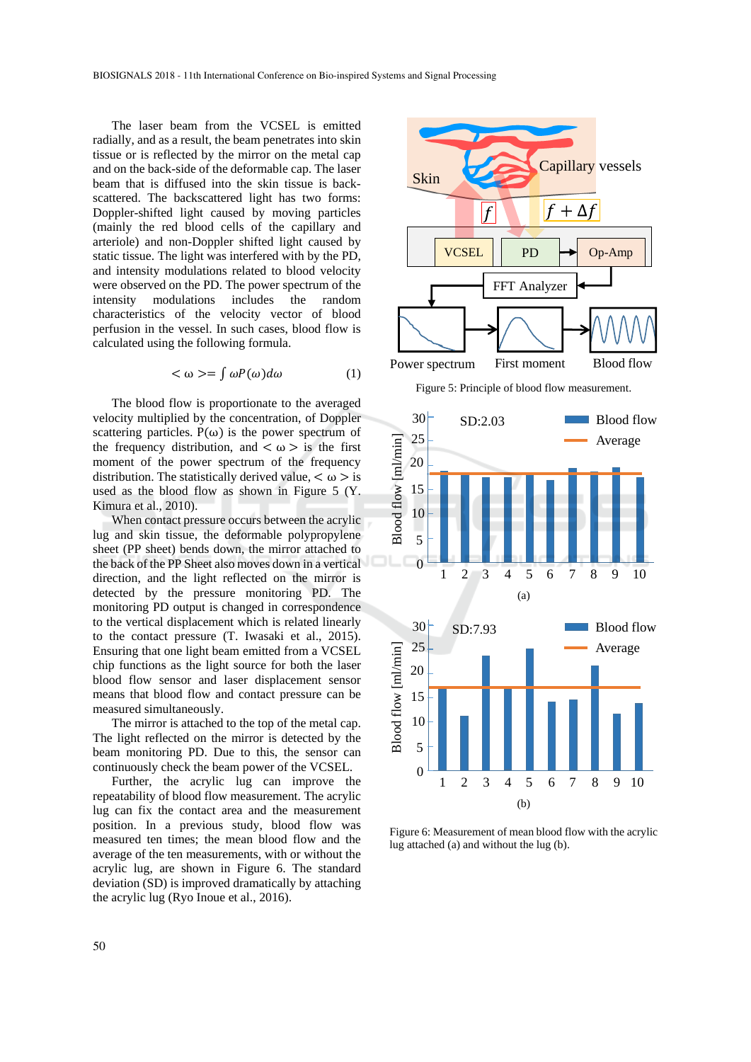The laser beam from the VCSEL is emitted radially, and as a result, the beam penetrates into skin tissue or is reflected by the mirror on the metal cap and on the back-side of the deformable cap. The laser beam that is diffused into the skin tissue is back-scattered. The backscattered light has two forms: Doppler-shifted light caused by moving particles (mainly the red blood cells of the capillary and arteriole) and non-Doppler shifted light caused by static tissue. The light was interfered with by the PD, and intensity modulations related to blood velocity were observed on the PD. The power spectrum of the intensity modulations includes the random characteristics of the velocity vector of blood perfusion in the vessel. In such cases, blood flow is calculated using the following formula.

$$< \omega > = \int \omega P(\omega) d\omega \tag{1}$$

The blood flow is proportionate to the averaged velocity multiplied by the concentration, of Doppler scattering particles. P(ω) is the power spectrum of the frequency distribution, and $< \omega >$ is the first moment of the power spectrum of the frequency distribution. The statistically derived value, $< \omega >$ is used as the blood flow as shown in Figure 5 (Y. Kimura et al., 2010).

When contact pressure occurs between the acrylic lug and skin tissue, the deformable polypropylene sheet (PP sheet) bends down, the mirror attached to the back of the PP Sheet also moves down in a vertical direction, and the light reflected on the mirror is detected by the pressure monitoring PD. The monitoring PD output is changed in correspondence to the vertical displacement which is related linearly to the contact pressure (T. Iwasaki et al., 2015). Ensuring that one light beam emitted from a VCSEL chip functions as the light source for both the laser blood flow sensor and laser displacement sensor means that blood flow and contact pressure can be measured simultaneously.

The mirror is attached to the top of the metal cap. The light reflected on the mirror is detected by the beam monitoring PD. Due to this, the sensor can continuously check the beam power of the VCSEL.

Further, the acrylic lug can improve the repeatability of blood flow measurement. The acrylic lug can fix the contact area and the measurement position. In a previous study, blood flow was measured ten times; the mean blood flow and the average of the ten measurements, with or without the acrylic lug, are shown in Figure 6. The standard deviation (SD) is improved dramatically by attaching the acrylic lug (Ryo Inoue et al., 2016).

Figure 5: Principle of blood flow measurement.

Figure 6: Measurement of mean blood flow with the acrylic lug attached (a) and without the lug (b).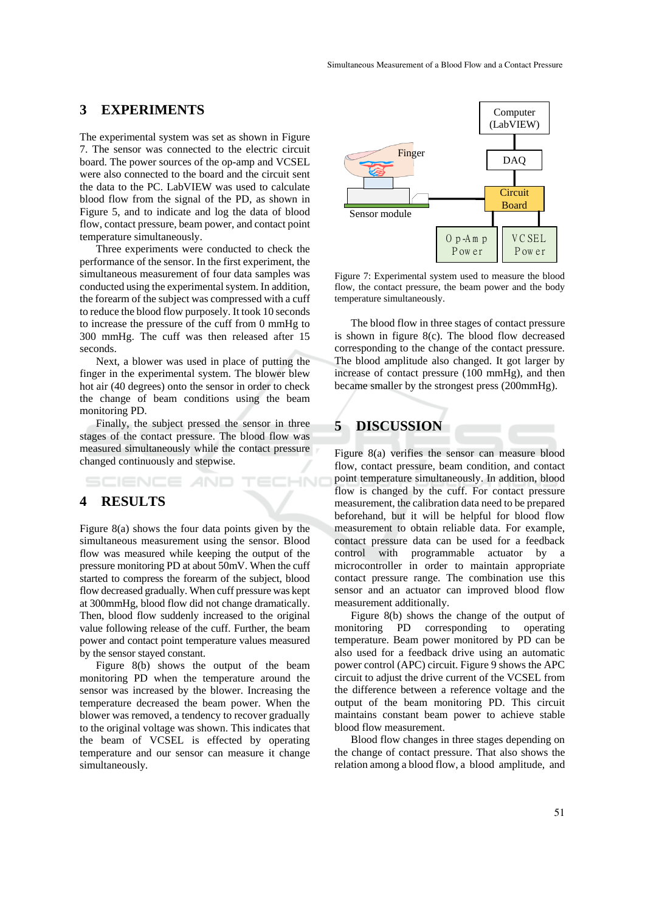## 3 EXPERIMENTS

The experimental system was set as shown in Figure 7. The sensor was connected to the electric circuit board. The power sources of the op-amp and VCSEL were also connected to the board and the circuit sent the data to the PC. LabVIEW was used to calculate blood flow from the signal of the PD, as shown in Figure 5, and to indicate and log the data of blood flow, contact pressure, beam power, and contact point temperature simultaneously.

Three experiments were conducted to check the performance of the sensor. In the first experiment, the simultaneous measurement of four data samples was conducted using the experimental system. In addition, the forearm of the subject was compressed with a cuff to reduce the blood flow purposely. It took 10 seconds to increase the pressure of the cuff from 0 mmHg to 300 mmHg. The cuff was then released after 15 seconds.

Next, a blower was used in place of putting the finger in the experimental system. The blower blew hot air (40 degrees) onto the sensor in order to check the change of beam conditions using the beam monitoring PD.

Finally, the subject pressed the sensor in three stages of the contact pressure. The blood flow was measured simultaneously while the contact pressure changed continuously and stepwise.

## 4 RESULTS

Figure 8(a) shows the four data points given by the simultaneous measurement using the sensor. Blood flow was measured while keeping the output of the pressure monitoring PD at about 50mV. When the cuff started to compress the forearm of the subject, blood flow decreased gradually. When cuff pressure was kept at 300mmHg, blood flow did not change dramatically. Then, blood flow suddenly increased to the original value following release of the cuff. Further, the beam power and contact point temperature values measured by the sensor stayed constant.

Figure 8(b) shows the output of the beam monitoring PD when the temperature around the sensor was increased by the blower. Increasing the temperature decreased the beam power. When the blower was removed, a tendency to recover gradually to the original voltage was shown. This indicates that the beam of VCSEL is effected by operating temperature and our sensor can measure it change simultaneously.

Figure 7: Experimental system used to measure the blood flow, the contact pressure, the beam power and the body temperature simultaneously.

The blood flow in three stages of contact pressure is shown in figure 8(c). The blood flow decreased corresponding to the change of the contact pressure. The blood amplitude also changed. It got larger by increase of contact pressure (100 mmHg), and then became smaller by the strongest press (200mmHg).

## 5 DISCUSSION

Figure 8(a) verifies the sensor can measure blood flow, contact pressure, beam condition, and contact point temperature simultaneously. In addition, blood flow is changed by the cuff. For contact pressure measurement, the calibration data need to be prepared beforehand, but it will be helpful for blood flow measurement to obtain reliable data. For example, contact pressure data can be used for a feedback control with programmable actuator by a microcontroller in order to maintain appropriate contact pressure range. The combination use this sensor and an actuator can improved blood flow measurement additionally.

Figure 8(b) shows the change of the output of monitoring PD corresponding to operating temperature. Beam power monitored by PD can be also used for a feedback drive using an automatic power control (APC) circuit. Figure 9 shows the APC circuit to adjust the drive current of the VCSEL from the difference between a reference voltage and the output of the beam monitoring PD. This circuit maintains constant beam power to achieve stable blood flow measurement.

Blood flow changes in three stages depending on the change of contact pressure. That also shows the relation among a blood flow, a blood amplitude, and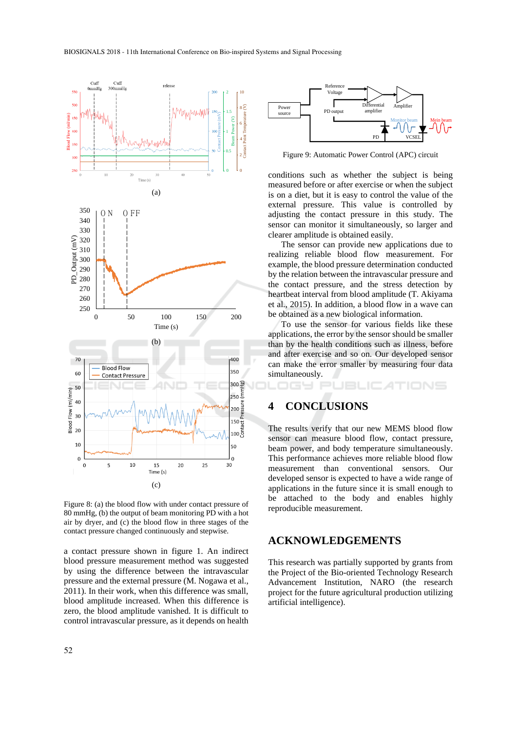Figure 8: (a) the blood flow with under contact pressure of 80 mmHg, (b) the output of beam monitoring PD with a hot air by dryer, and (c) the blood flow in three stages of the contact pressure changed continuously and stepwise.

a contact pressure shown in figure 1. An indirect blood pressure measurement method was suggested by using the difference between the intravascular pressure and the external pressure (M. Nogawa et al., 2011). In their work, when this difference was small, blood amplitude increased. When this difference is zero, the blood amplitude vanished. It is difficult to control intravascular pressure, as it depends on health conditions such as whether the subject is being measured before or after exercise or when the subject is on a diet, but it is easy to control the value of the external pressure. This value is controlled by adjusting the contact pressure in this study. The sensor can monitor it simultaneously, so larger and clearer amplitude is obtained easily.

The sensor can provide new applications due to realizing reliable blood flow measurement. For example, the blood pressure determination conducted by the relation between the intravascular pressure and the contact pressure, and the stress detection by heartbeat interval from blood amplitude (T. Akiyama et al., 2015). In addition, a blood flow in a wave can be obtained as a new biological information.

To use the sensor for various fields like these applications, the error by the sensor should be smaller than by the health conditions such as illness, before and after exercise and so on. Our developed sensor can make the error smaller by measuring four data simultaneously.

Figure 9: Automatic Power Control (APC) circuit

## 4 CONCLUSIONS

The results verify that our new MEMS blood flow sensor can measure blood flow, contact pressure, beam power, and body temperature simultaneously. This performance achieves more reliable blood flow measurement than conventional sensors. Our developed sensor is expected to have a wide range of applications in the future since it is small enough to be attached to the body and enables highly reproducible measurement.

## ACKNOWLEDGEMENTS

This research was partially supported by grants from the Project of the Bio-oriented Technology Research Advancement Institution, NARO (the research project for the future agricultural production utilizing artificial intelligence).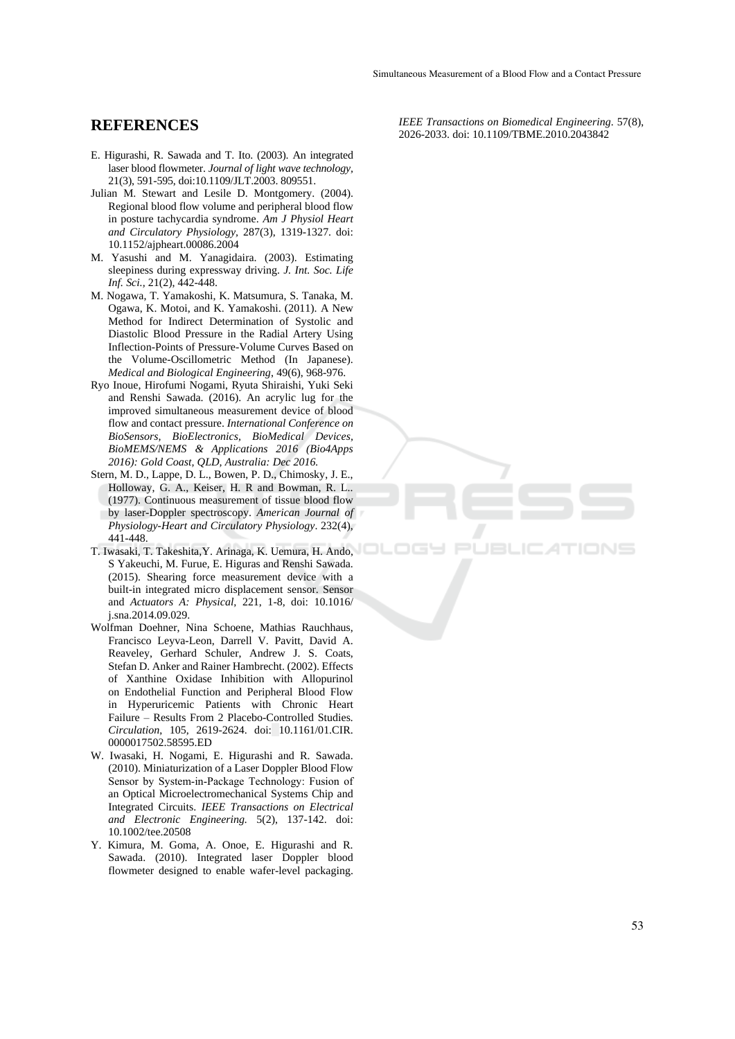## REFERENCES

E. Higurashi, R. Sawada and T. Ito. (2003). An integrated laser blood flowmeter. *Journal of light wave technology*, 21(3), 591-595, doi:10.1109/JLT.2003. 809551.

Julian M. Stewart and Lesile D. Montgomery. (2004). Regional blood flow volume and peripheral blood flow in posture tachycardia syndrome. *Am J Physiol Heart and Circulatory Physiology*, 287(3), 1319-1327. doi: 10.1152/ajpheart.00086.2004

M. Yasushi and M. Yanagidaira. (2003). Estimating sleepiness during expressway driving. *J. Int. Soc. Life Inf. Sci.*, 21(2), 442-448.

M. Nogawa, T. Yamakoshi, K. Matsumura, S. Tanaka, M. Ogawa, K. Motoi, and K. Yamakoshi. (2011). A New Method for Indirect Determination of Systolic and Diastolic Blood Pressure in the Radial Artery Using Inflection-Points of Pressure-Volume Curves Based on the Volume-Oscillometric Method (In Japanese). *Medical and Biological Engineering*, 49(6), 968-976.

Ryo Inoue, Hirofumi Nogami, Ryuta Shiraishi, Yuki Seki and Renshi Sawada. (2016). An acrylic lug for the improved simultaneous measurement device of blood flow and contact pressure. *International Conference on BioSensors, BioElectronics, BioMedical Devices, BioMEMS/NEMS & Applications 2016 (Bio4Apps 2016): Gold Coast, QLD, Australia: Dec 2016.*

Stern, M. D., Lappe, D. L., Bowen, P. D., Chimosky, J. E., Holloway, G. A., Keiser, H. R and Bowman, R. L.. (1977). Continuous measurement of tissue blood flow by laser-Doppler spectroscopy. *American Journal of Physiology-Heart and Circulatory Physiology*. 232(4), 441-448.

T. Iwasaki, T. Takeshita,Y. Arinaga, K. Uemura, H. Ando, S Yakeuchi, M. Furue, E. Higuras and Renshi Sawada. (2015). Shearing force measurement device with a built-in integrated micro displacement sensor. Sensor and *Actuators A: Physical,* 221, 1-8, doi: 10.1016/ j.sna.2014.09.029.

Wolfman Doehner, Nina Schoene, Mathias Rauchhaus, Francisco Leyva-Leon, Darrell V. Pavitt, David A. Reaveley, Gerhard Schuler, Andrew J. S. Coats, Stefan D. Anker and Rainer Hambrecht. (2002). Effects of Xanthine Oxidase Inhibition with Allopurinol on Endothelial Function and Peripheral Blood Flow in Hyperuricemic Patients with Chronic Heart Failure – Results From 2 Placebo-Controlled Studies. *Circulation*, 105, 2619-2624. doi: 10.1161/01.CIR. 0000017502.58595.ED

W. Iwasaki, H. Nogami, E. Higurashi and R. Sawada. (2010). Miniaturization of a Laser Doppler Blood Flow Sensor by System-in-Package Technology: Fusion of an Optical Microelectromechanical Systems Chip and Integrated Circuits. *IEEE Transactions on Electrical and Electronic Engineering.* 5(2), 137-142. doi: 10.1002/tee.20508

Y. Kimura, M. Goma, A. Onoe, E. Higurashi and R. Sawada. (2010). Integrated laser Doppler blood flowmeter designed to enable wafer-level packaging. *IEEE Transactions on Biomedical Engineering*. 57(8), 2026-2033. doi: 10.1109/TBME.2010.2043842